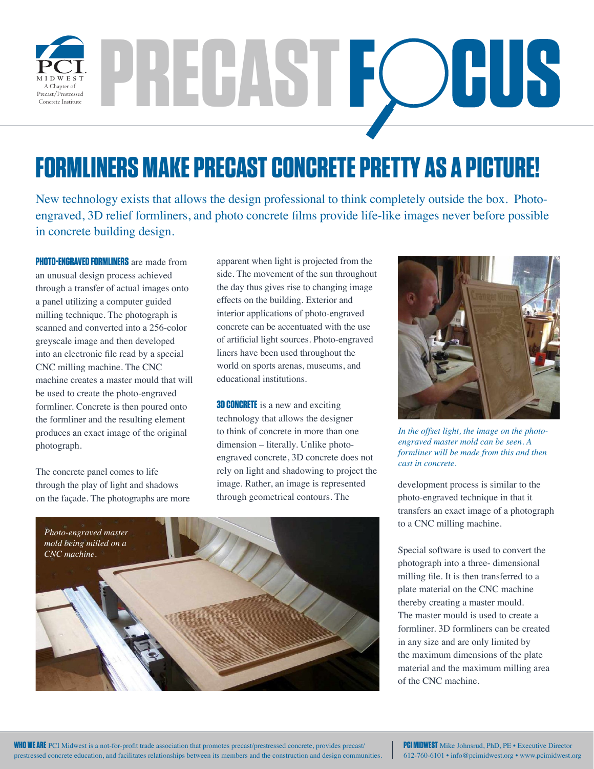# PRECAST FOCUS

## FORMLINERS MAKE PRECAST CONCRETE PRETTY AS A PICTURE!

New technology exists that allows the design professional to think completely outside the box. Photo-engraved, 3D relief formliners, and photo concrete films provide life-like images never before possible in concrete building design.

**PHOTO-ENGRAVED FORMLINERS** are made from an unusual design process achieved through a transfer of actual images onto a panel utilizing a computer guided milling technique. The photograph is scanned and converted into a 256-color greyscale image and then developed into an electronic file read by a special CNC milling machine. The CNC machine creates a master mould that will be used to create the photo-engraved formliner. Concrete is then poured onto the formliner and the resulting element produces an exact image of the original photograph.

The concrete panel comes to life through the play of light and shadows on the façade. The photographs are more apparent when light is projected from the side. The movement of the sun throughout the day thus gives rise to changing image effects on the building. Exterior and interior applications of photo-engraved concrete can be accentuated with the use of artificial light sources. Photo-engraved liners have been used throughout the world on sports arenas, museums, and educational institutions.

**3D CONCRETE** is a new and exciting technology that allows the designer to think of concrete in more than one dimension – literally. Unlike photo-engraved concrete, 3D concrete does not rely on light and shadowing to project the image. Rather, an image is represented through geometrical contours. The development process is similar to the photo-engraved technique in that it transfers an exact image of a photograph to a CNC milling machine.

*In the offset light, the image on the photo-engraved master mold can be seen. A formliner will be made from this and then cast in concrete.*

*Photo-engraved master mold being milled on a CNC machine.*

Special software is used to convert the photograph into a three- dimensional milling file. It is then transferred to a plate material on the CNC machine thereby creating a master mould. The master mould is used to create a formliner. 3D formliners can be created in any size and are only limited by the maximum dimensions of the plate material and the maximum milling area of the CNC machine.

**WHO WE ARE** PCI Midwest is a not-for-profit trade association that promotes precast/prestressed concrete, provides precast/prestressed concrete education, and facilitates relationships between its members and the construction and design communities.

**PCI MIDWEST** Mike Johnsrud, PhD, PE • Executive Director
612-760-6101 • info@pcimidwest.org • www.pcimidwest.org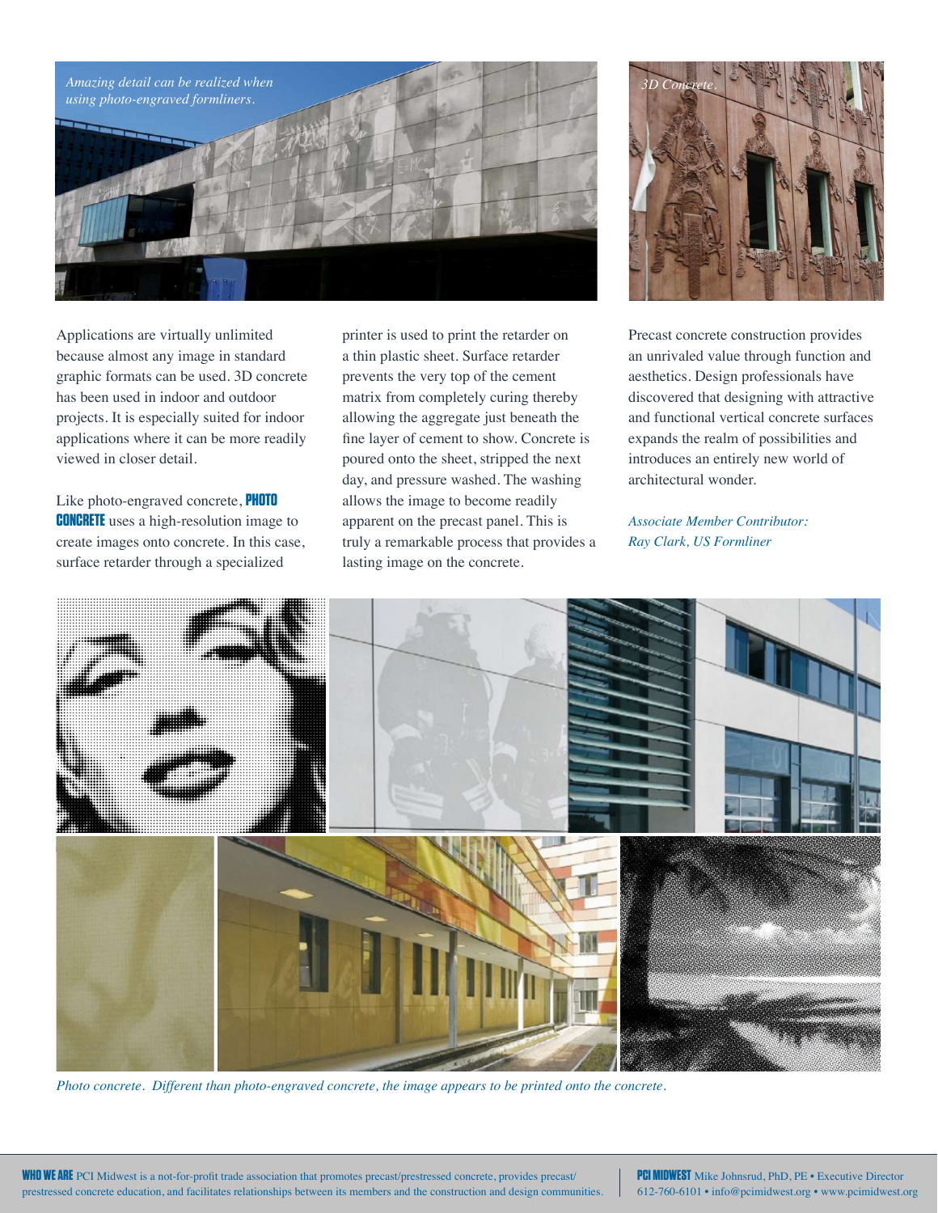*Amazing detail can be realized when using photo-engraved formliners.*

*3D Concrete.*

Applications are virtually unlimited because almost any image in standard graphic formats can be used. 3D concrete has been used in indoor and outdoor projects. It is especially suited for indoor applications where it can be more readily viewed in closer detail.

Like photo-engraved concrete, **PHOTO CONCRETE** uses a high-resolution image to create images onto concrete. In this case, surface retarder through a specialized printer is used to print the retarder on a thin plastic sheet. Surface retarder prevents the very top of the cement matrix from completely curing thereby allowing the aggregate just beneath the fine layer of cement to show. Concrete is poured onto the sheet, stripped the next day, and pressure washed. The washing allows the image to become readily apparent on the precast panel. This is truly a remarkable process that provides a lasting image on the concrete.

Precast concrete construction provides an unrivaled value through function and aesthetics. Design professionals have discovered that designing with attractive and functional vertical concrete surfaces expands the realm of possibilities and introduces an entirely new world of architectural wonder.

*Associate Member Contributor: Ray Clark, US Formliner*

*Photo concrete. Different than photo-engraved concrete, the image appears to be printed onto the concrete.*

**WHO WE ARE** PCI Midwest is a not-for-profit trade association that promotes precast/prestressed concrete, provides precast/prestressed concrete education, and facilitates relationships between its members and the construction and design communities.

**PCI MIDWEST** Mike Johnsrud, PhD, PE • Executive Director
612-760-6101 • info@pcimidwest.org • www.pcimidwest.org